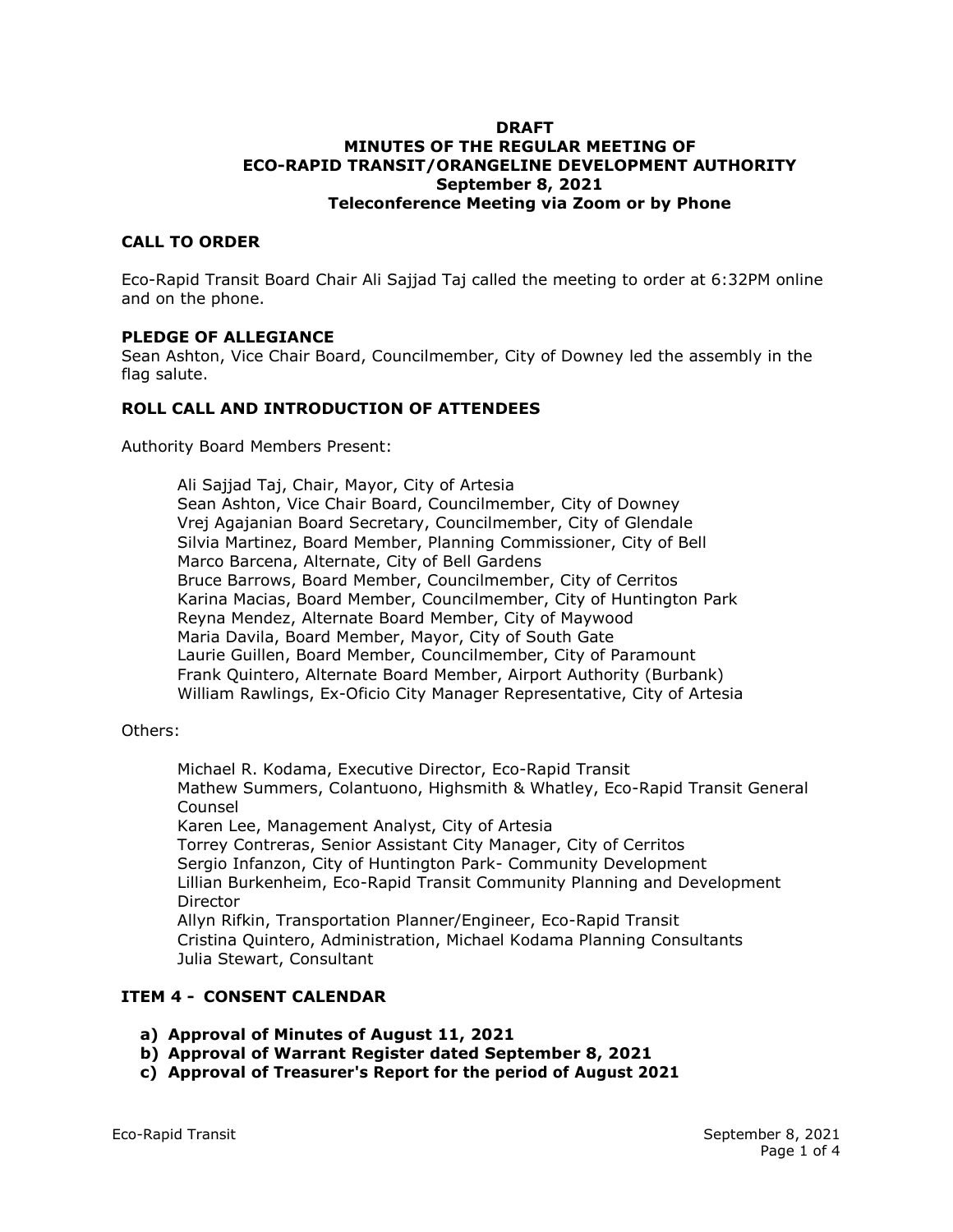# DRAFT
# MINUTES OF THE REGULAR MEETING OF ECO-RAPID TRANSIT/ORANGELINE DEVELOPMENT AUTHORITY
## September 8, 2021
## Teleconference Meeting via Zoom or by Phone

### CALL TO ORDER

Eco-Rapid Transit Board Chair Ali Sajjad Taj called the meeting to order at 6:32PM online and on the phone.

### PLEDGE OF ALLEGIANCE

Sean Ashton, Vice Chair Board, Councilmember, City of Downey led the assembly in the flag salute.

### ROLL CALL AND INTRODUCTION OF ATTENDEES

Authority Board Members Present:

> Ali Sajjad Taj, Chair, Mayor, City of Artesia
> Sean Ashton, Vice Chair Board, Councilmember, City of Downey
> Vrej Agajanian Board Secretary, Councilmember, City of Glendale
> Silvia Martinez, Board Member, Planning Commissioner, City of Bell
> Marco Barcena, Alternate, City of Bell Gardens
> Bruce Barrows, Board Member, Councilmember, City of Cerritos
> Karina Macias, Board Member, Councilmember, City of Huntington Park
> Reyna Mendez, Alternate Board Member, City of Maywood
> Maria Davila, Board Member, Mayor, City of South Gate
> Laurie Guillen, Board Member, Councilmember, City of Paramount
> Frank Quintero, Alternate Board Member, Airport Authority (Burbank)
> William Rawlings, Ex-Oficio City Manager Representative, City of Artesia

Others:

> Michael R. Kodama, Executive Director, Eco-Rapid Transit
> Mathew Summers, Colantuono, Highsmith & Whatley, Eco-Rapid Transit General Counsel
> Karen Lee, Management Analyst, City of Artesia
> Torrey Contreras, Senior Assistant City Manager, City of Cerritos
> Sergio Infanzon, City of Huntington Park- Community Development
> Lillian Burkenheim, Eco-Rapid Transit Community Planning and Development Director
> Allyn Rifkin, Transportation Planner/Engineer, Eco-Rapid Transit
> Cristina Quintero, Administration, Michael Kodama Planning Consultants
> Julia Stewart, Consultant

### ITEM 4 - CONSENT CALENDAR

**a) Approval of Minutes of August 11, 2021**
**b) Approval of Warrant Register dated September 8, 2021**
**c) Approval of Treasurer's Report for the period of August 2021**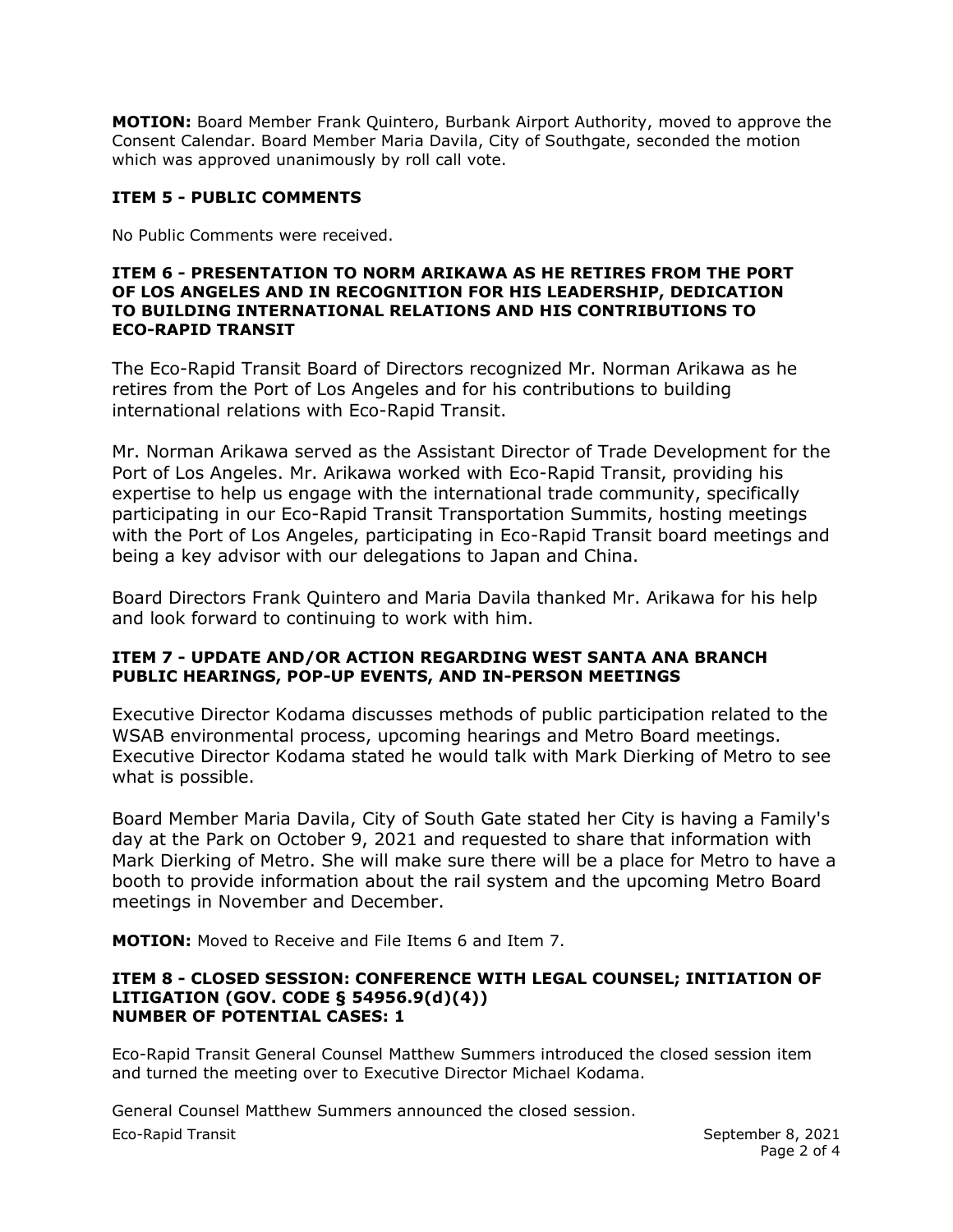**MOTION:** Board Member Frank Quintero, Burbank Airport Authority, moved to approve the Consent Calendar. Board Member Maria Davila, City of Southgate, seconded the motion which was approved unanimously by roll call vote.

**ITEM 5 - PUBLIC COMMENTS**

No Public Comments were received.

**ITEM 6 - PRESENTATION TO NORM ARIKAWA AS HE RETIRES FROM THE PORT OF LOS ANGELES AND IN RECOGNITION FOR HIS LEADERSHIP, DEDICATION TO BUILDING INTERNATIONAL RELATIONS AND HIS CONTRIBUTIONS TO ECO-RAPID TRANSIT**

The Eco-Rapid Transit Board of Directors recognized Mr. Norman Arikawa as he retires from the Port of Los Angeles and for his contributions to building international relations with Eco-Rapid Transit.

Mr. Norman Arikawa served as the Assistant Director of Trade Development for the Port of Los Angeles. Mr. Arikawa worked with Eco-Rapid Transit, providing his expertise to help us engage with the international trade community, specifically participating in our Eco-Rapid Transit Transportation Summits, hosting meetings with the Port of Los Angeles, participating in Eco-Rapid Transit board meetings and being a key advisor with our delegations to Japan and China.

Board Directors Frank Quintero and Maria Davila thanked Mr. Arikawa for his help and look forward to continuing to work with him.

**ITEM 7 - UPDATE AND/OR ACTION REGARDING WEST SANTA ANA BRANCH PUBLIC HEARINGS, POP-UP EVENTS, AND IN-PERSON MEETINGS**

Executive Director Kodama discusses methods of public participation related to the WSAB environmental process, upcoming hearings and Metro Board meetings. Executive Director Kodama stated he would talk with Mark Dierking of Metro to see what is possible.

Board Member Maria Davila, City of South Gate stated her City is having a Family's day at the Park on October 9, 2021 and requested to share that information with Mark Dierking of Metro. She will make sure there will be a place for Metro to have a booth to provide information about the rail system and the upcoming Metro Board meetings in November and December.

**MOTION:** Moved to Receive and File Items 6 and Item 7.

**ITEM 8 - CLOSED SESSION: CONFERENCE WITH LEGAL COUNSEL; INITIATION OF LITIGATION (GOV. CODE § 54956.9(d)(4))**
**NUMBER OF POTENTIAL CASES: 1**

Eco-Rapid Transit General Counsel Matthew Summers introduced the closed session item and turned the meeting over to Executive Director Michael Kodama.

General Counsel Matthew Summers announced the closed session.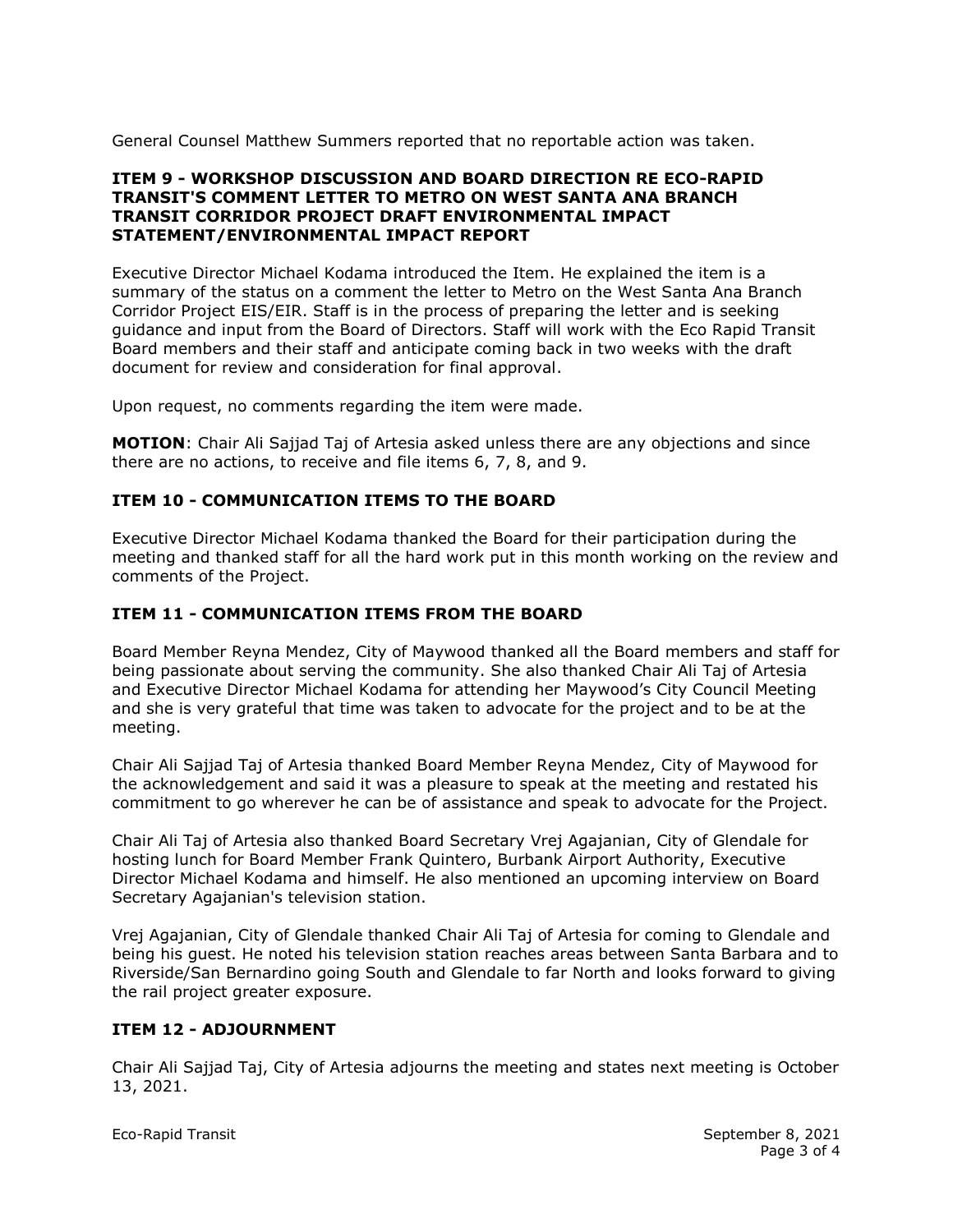General Counsel Matthew Summers reported that no reportable action was taken.

**ITEM 9 - WORKSHOP DISCUSSION AND BOARD DIRECTION RE ECO-RAPID TRANSIT'S COMMENT LETTER TO METRO ON WEST SANTA ANA BRANCH TRANSIT CORRIDOR PROJECT DRAFT ENVIRONMENTAL IMPACT STATEMENT/ENVIRONMENTAL IMPACT REPORT**

Executive Director Michael Kodama introduced the Item. He explained the item is a summary of the status on a comment the letter to Metro on the West Santa Ana Branch Corridor Project EIS/EIR. Staff is in the process of preparing the letter and is seeking guidance and input from the Board of Directors. Staff will work with the Eco Rapid Transit Board members and their staff and anticipate coming back in two weeks with the draft document for review and consideration for final approval.

Upon request, no comments regarding the item were made.

**MOTION**: Chair Ali Sajjad Taj of Artesia asked unless there are any objections and since there are no actions, to receive and file items 6, 7, 8, and 9.

**ITEM 10 - COMMUNICATION ITEMS TO THE BOARD**

Executive Director Michael Kodama thanked the Board for their participation during the meeting and thanked staff for all the hard work put in this month working on the review and comments of the Project.

**ITEM 11 - COMMUNICATION ITEMS FROM THE BOARD**

Board Member Reyna Mendez, City of Maywood thanked all the Board members and staff for being passionate about serving the community. She also thanked Chair Ali Taj of Artesia and Executive Director Michael Kodama for attending her Maywood's City Council Meeting and she is very grateful that time was taken to advocate for the project and to be at the meeting.

Chair Ali Sajjad Taj of Artesia thanked Board Member Reyna Mendez, City of Maywood for the acknowledgement and said it was a pleasure to speak at the meeting and restated his commitment to go wherever he can be of assistance and speak to advocate for the Project.

Chair Ali Taj of Artesia also thanked Board Secretary Vrej Agajanian, City of Glendale for hosting lunch for Board Member Frank Quintero, Burbank Airport Authority, Executive Director Michael Kodama and himself. He also mentioned an upcoming interview on Board Secretary Agajanian's television station.

Vrej Agajanian, City of Glendale thanked Chair Ali Taj of Artesia for coming to Glendale and being his guest. He noted his television station reaches areas between Santa Barbara and to Riverside/San Bernardino going South and Glendale to far North and looks forward to giving the rail project greater exposure.

**ITEM 12 - ADJOURNMENT**

Chair Ali Sajjad Taj, City of Artesia adjourns the meeting and states next meeting is October 13, 2021.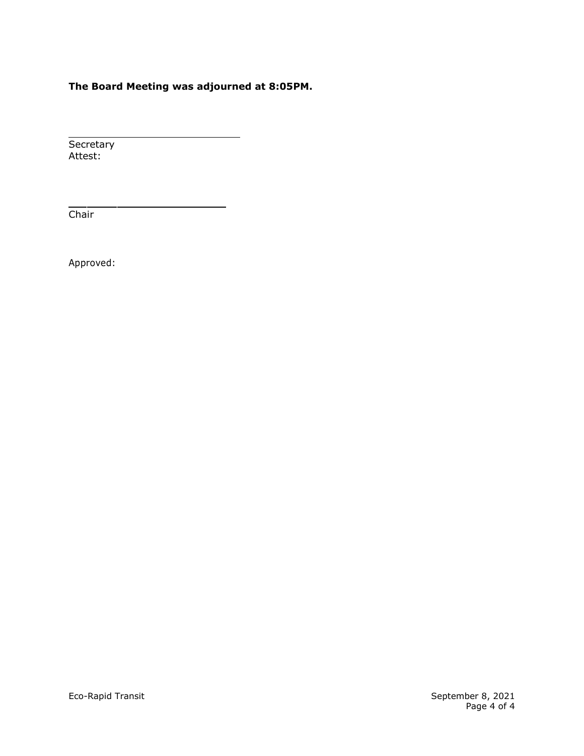**The Board Meeting was adjourned at 8:05PM.**

\_\_\_\_\_\_\_\_\_\_\_\_\_\_\_\_\_\_\_\_\_\_\_\_\_\_\_\_\_\_
Secretary
Attest:

\_\_\_\_\_\_\_\_\_\_\_\_\_\_\_\_\_\_\_\_\_\_\_\_\_\_\_\_\_\_
Chair

Approved: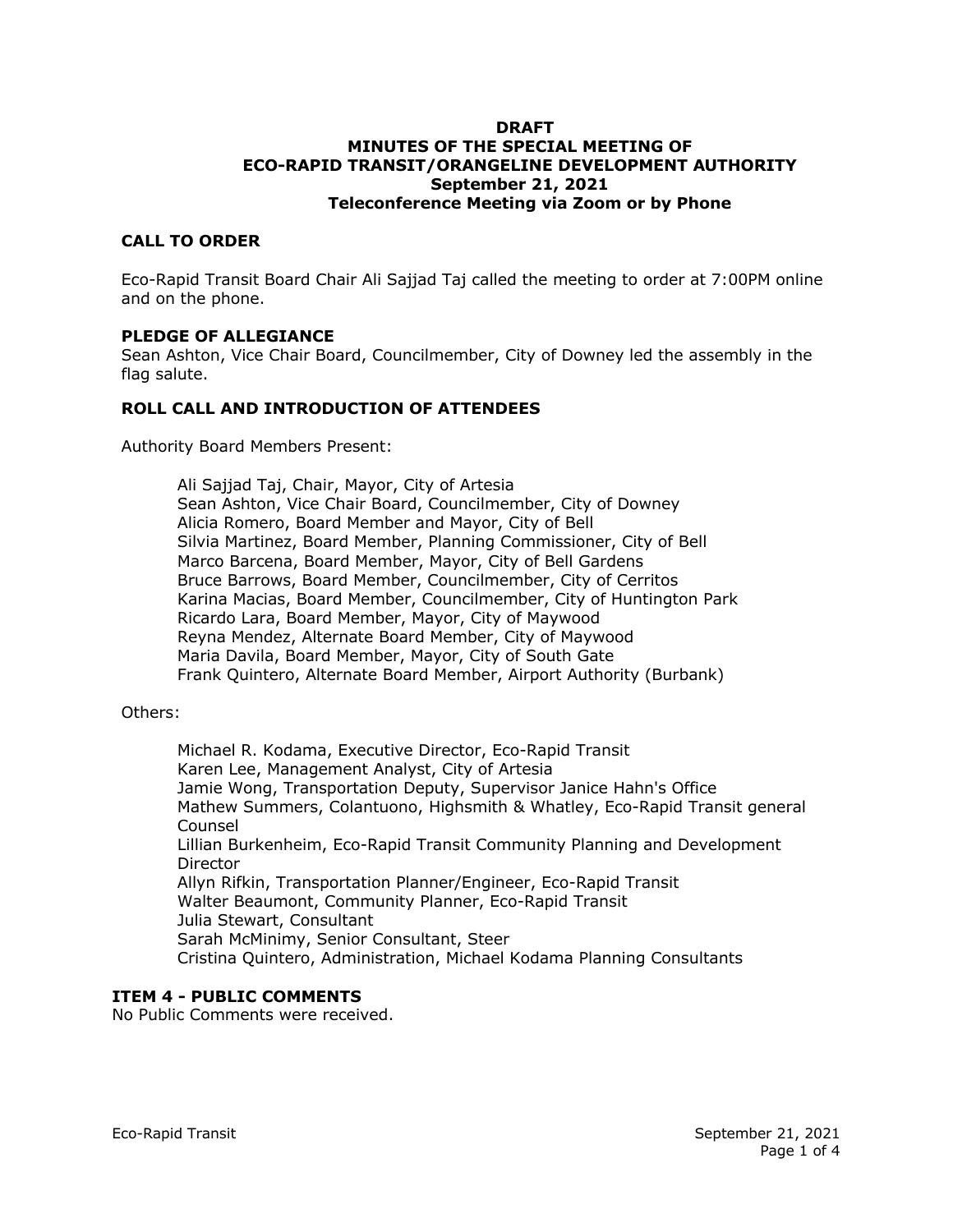**DRAFT**
**MINUTES OF THE SPECIAL MEETING OF**
**ECO-RAPID TRANSIT/ORANGELINE DEVELOPMENT AUTHORITY**
**September 21, 2021**
**Teleconference Meeting via Zoom or by Phone**

## CALL TO ORDER

Eco-Rapid Transit Board Chair Ali Sajjad Taj called the meeting to order at 7:00PM online and on the phone.

### PLEDGE OF ALLEGIANCE

Sean Ashton, Vice Chair Board, Councilmember, City of Downey led the assembly in the flag salute.

## ROLL CALL AND INTRODUCTION OF ATTENDEES

Authority Board Members Present:

- Ali Sajjad Taj, Chair, Mayor, City of Artesia
- Sean Ashton, Vice Chair Board, Councilmember, City of Downey
- Alicia Romero, Board Member and Mayor, City of Bell
- Silvia Martinez, Board Member, Planning Commissioner, City of Bell
- Marco Barcena, Board Member, Mayor, City of Bell Gardens
- Bruce Barrows, Board Member, Councilmember, City of Cerritos
- Karina Macias, Board Member, Councilmember, City of Huntington Park
- Ricardo Lara, Board Member, Mayor, City of Maywood
- Reyna Mendez, Alternate Board Member, City of Maywood
- Maria Davila, Board Member, Mayor, City of South Gate
- Frank Quintero, Alternate Board Member, Airport Authority (Burbank)

Others:

- Michael R. Kodama, Executive Director, Eco-Rapid Transit
- Karen Lee, Management Analyst, City of Artesia
- Jamie Wong, Transportation Deputy, Supervisor Janice Hahn's Office
- Mathew Summers, Colantuono, Highsmith & Whatley, Eco-Rapid Transit general Counsel
- Lillian Burkenheim, Eco-Rapid Transit Community Planning and Development Director
- Allyn Rifkin, Transportation Planner/Engineer, Eco-Rapid Transit
- Walter Beaumont, Community Planner, Eco-Rapid Transit
- Julia Stewart, Consultant
- Sarah McMinimy, Senior Consultant, Steer
- Cristina Quintero, Administration, Michael Kodama Planning Consultants

## ITEM 4 - PUBLIC COMMENTS

No Public Comments were received.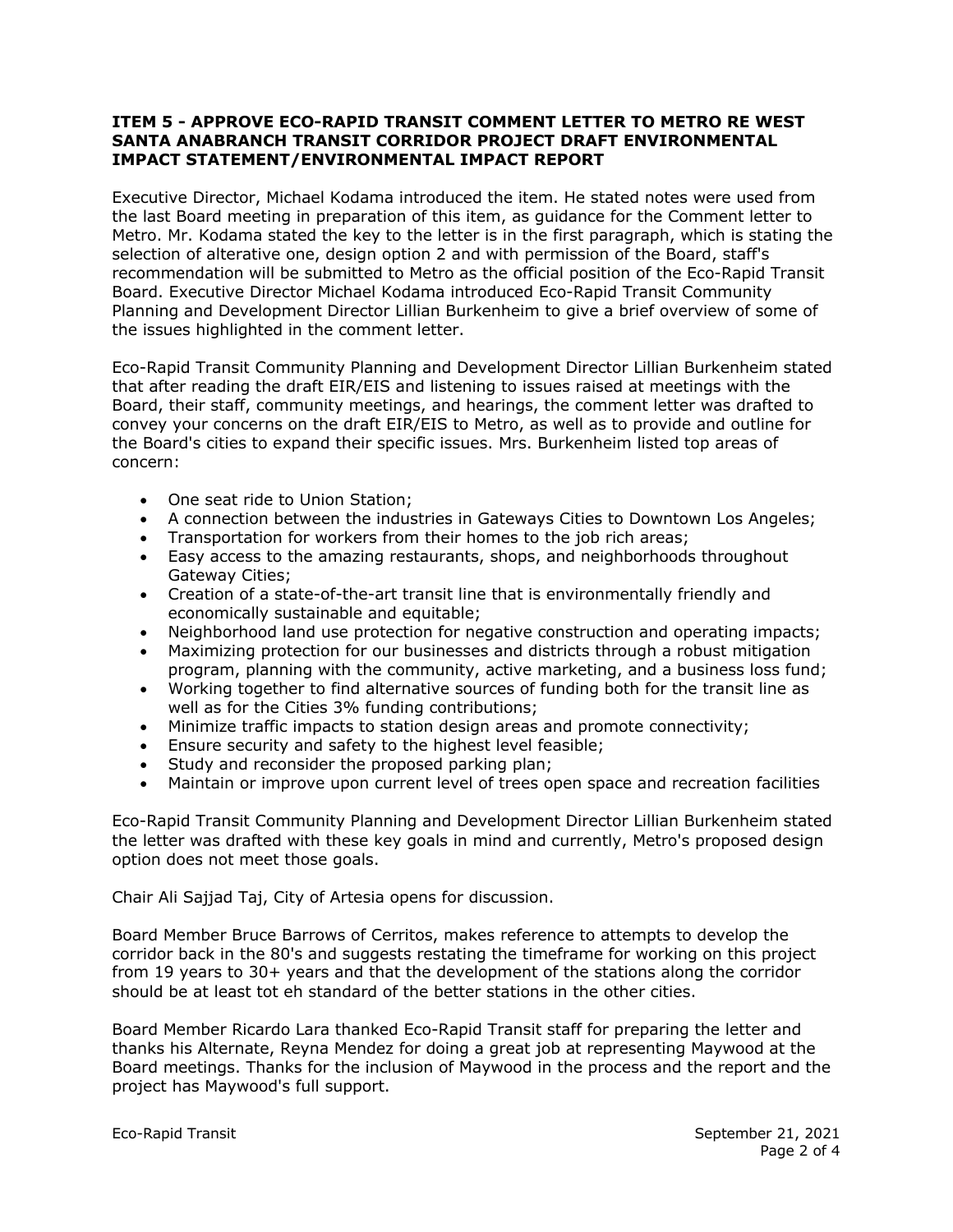**ITEM 5 - APPROVE ECO-RAPID TRANSIT COMMENT LETTER TO METRO RE WEST SANTA ANABRANCH TRANSIT CORRIDOR PROJECT DRAFT ENVIRONMENTAL IMPACT STATEMENT/ENVIRONMENTAL IMPACT REPORT**

Executive Director, Michael Kodama introduced the item. He stated notes were used from the last Board meeting in preparation of this item, as guidance for the Comment letter to Metro. Mr. Kodama stated the key to the letter is in the first paragraph, which is stating the selection of alterative one, design option 2 and with permission of the Board, staff's recommendation will be submitted to Metro as the official position of the Eco-Rapid Transit Board. Executive Director Michael Kodama introduced Eco-Rapid Transit Community Planning and Development Director Lillian Burkenheim to give a brief overview of some of the issues highlighted in the comment letter.

Eco-Rapid Transit Community Planning and Development Director Lillian Burkenheim stated that after reading the draft EIR/EIS and listening to issues raised at meetings with the Board, their staff, community meetings, and hearings, the comment letter was drafted to convey your concerns on the draft EIR/EIS to Metro, as well as to provide and outline for the Board's cities to expand their specific issues. Mrs. Burkenheim listed top areas of concern:

- One seat ride to Union Station;
- A connection between the industries in Gateways Cities to Downtown Los Angeles;
- Transportation for workers from their homes to the job rich areas;
- Easy access to the amazing restaurants, shops, and neighborhoods throughout Gateway Cities;
- Creation of a state-of-the-art transit line that is environmentally friendly and economically sustainable and equitable;
- Neighborhood land use protection for negative construction and operating impacts;
- Maximizing protection for our businesses and districts through a robust mitigation program, planning with the community, active marketing, and a business loss fund;
- Working together to find alternative sources of funding both for the transit line as well as for the Cities 3% funding contributions;
- Minimize traffic impacts to station design areas and promote connectivity;
- Ensure security and safety to the highest level feasible;
- Study and reconsider the proposed parking plan;
- Maintain or improve upon current level of trees open space and recreation facilities

Eco-Rapid Transit Community Planning and Development Director Lillian Burkenheim stated the letter was drafted with these key goals in mind and currently, Metro's proposed design option does not meet those goals.

Chair Ali Sajjad Taj, City of Artesia opens for discussion.

Board Member Bruce Barrows of Cerritos, makes reference to attempts to develop the corridor back in the 80's and suggests restating the timeframe for working on this project from 19 years to 30+ years and that the development of the stations along the corridor should be at least tot eh standard of the better stations in the other cities.

Board Member Ricardo Lara thanked Eco-Rapid Transit staff for preparing the letter and thanks his Alternate, Reyna Mendez for doing a great job at representing Maywood at the Board meetings. Thanks for the inclusion of Maywood in the process and the report and the project has Maywood's full support.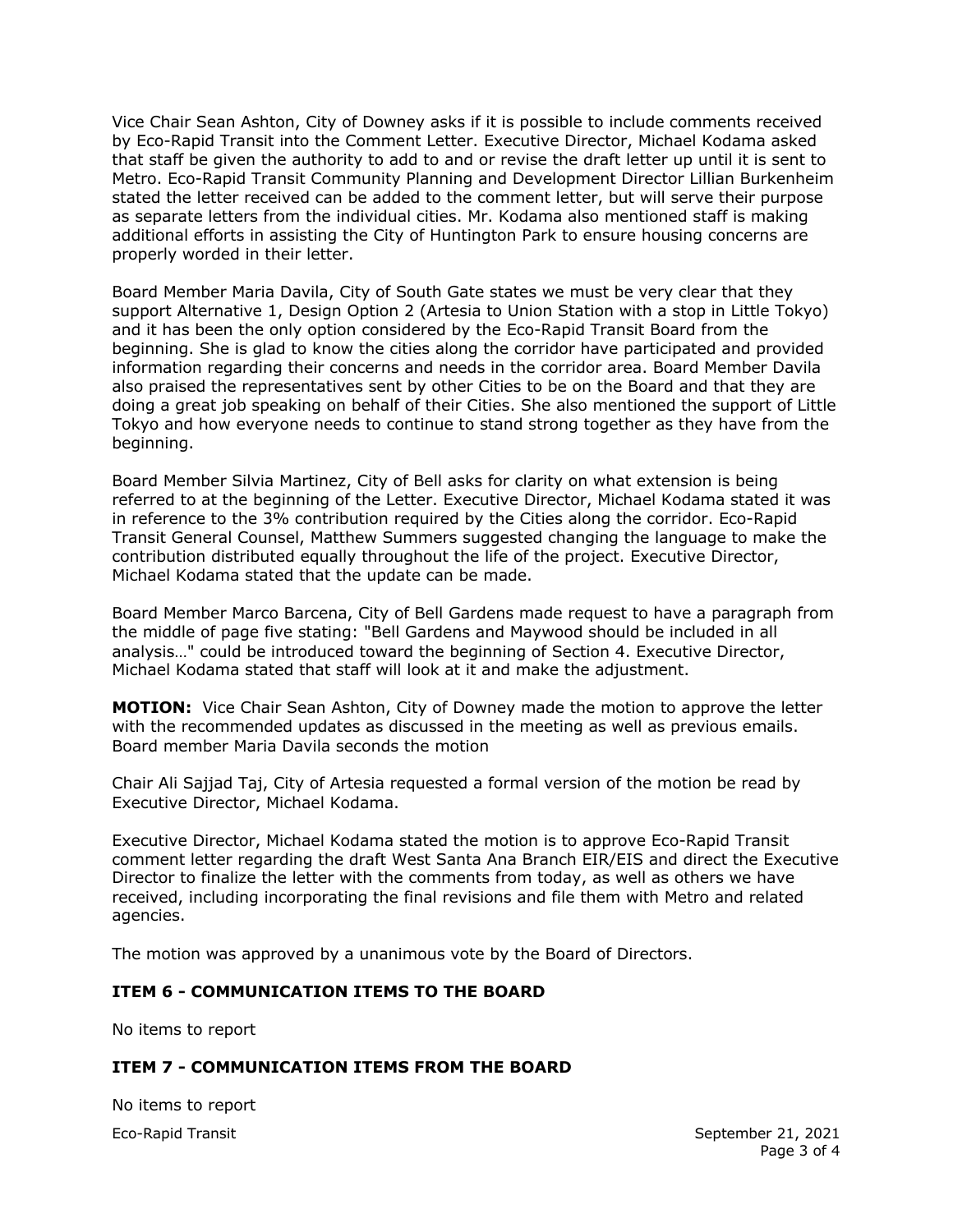Vice Chair Sean Ashton, City of Downey asks if it is possible to include comments received by Eco-Rapid Transit into the Comment Letter. Executive Director, Michael Kodama asked that staff be given the authority to add to and or revise the draft letter up until it is sent to Metro. Eco-Rapid Transit Community Planning and Development Director Lillian Burkenheim stated the letter received can be added to the comment letter, but will serve their purpose as separate letters from the individual cities. Mr. Kodama also mentioned staff is making additional efforts in assisting the City of Huntington Park to ensure housing concerns are properly worded in their letter.

Board Member Maria Davila, City of South Gate states we must be very clear that they support Alternative 1, Design Option 2 (Artesia to Union Station with a stop in Little Tokyo) and it has been the only option considered by the Eco-Rapid Transit Board from the beginning. She is glad to know the cities along the corridor have participated and provided information regarding their concerns and needs in the corridor area. Board Member Davila also praised the representatives sent by other Cities to be on the Board and that they are doing a great job speaking on behalf of their Cities. She also mentioned the support of Little Tokyo and how everyone needs to continue to stand strong together as they have from the beginning.

Board Member Silvia Martinez, City of Bell asks for clarity on what extension is being referred to at the beginning of the Letter. Executive Director, Michael Kodama stated it was in reference to the 3% contribution required by the Cities along the corridor. Eco-Rapid Transit General Counsel, Matthew Summers suggested changing the language to make the contribution distributed equally throughout the life of the project. Executive Director, Michael Kodama stated that the update can be made.

Board Member Marco Barcena, City of Bell Gardens made request to have a paragraph from the middle of page five stating: "Bell Gardens and Maywood should be included in all analysis…" could be introduced toward the beginning of Section 4. Executive Director, Michael Kodama stated that staff will look at it and make the adjustment.

**MOTION:** Vice Chair Sean Ashton, City of Downey made the motion to approve the letter with the recommended updates as discussed in the meeting as well as previous emails. Board member Maria Davila seconds the motion

Chair Ali Sajjad Taj, City of Artesia requested a formal version of the motion be read by Executive Director, Michael Kodama.

Executive Director, Michael Kodama stated the motion is to approve Eco-Rapid Transit comment letter regarding the draft West Santa Ana Branch EIR/EIS and direct the Executive Director to finalize the letter with the comments from today, as well as others we have received, including incorporating the final revisions and file them with Metro and related agencies.

The motion was approved by a unanimous vote by the Board of Directors.

### ITEM 6 - COMMUNICATION ITEMS TO THE BOARD

No items to report

### ITEM 7 - COMMUNICATION ITEMS FROM THE BOARD

No items to report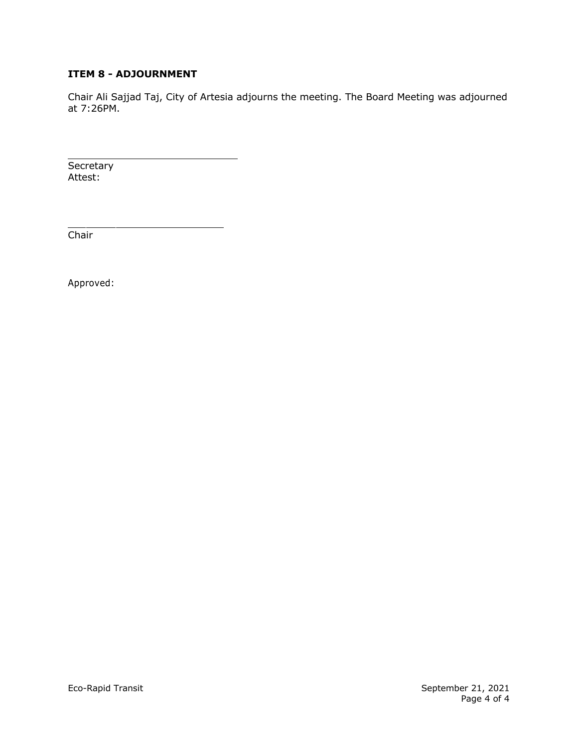**ITEM 8 - ADJOURNMENT**

Chair Ali Sajjad Taj, City of Artesia adjourns the meeting. The Board Meeting was adjourned at 7:26PM.

______________________________

Secretary

Attest:

______________________________

Chair

Approved: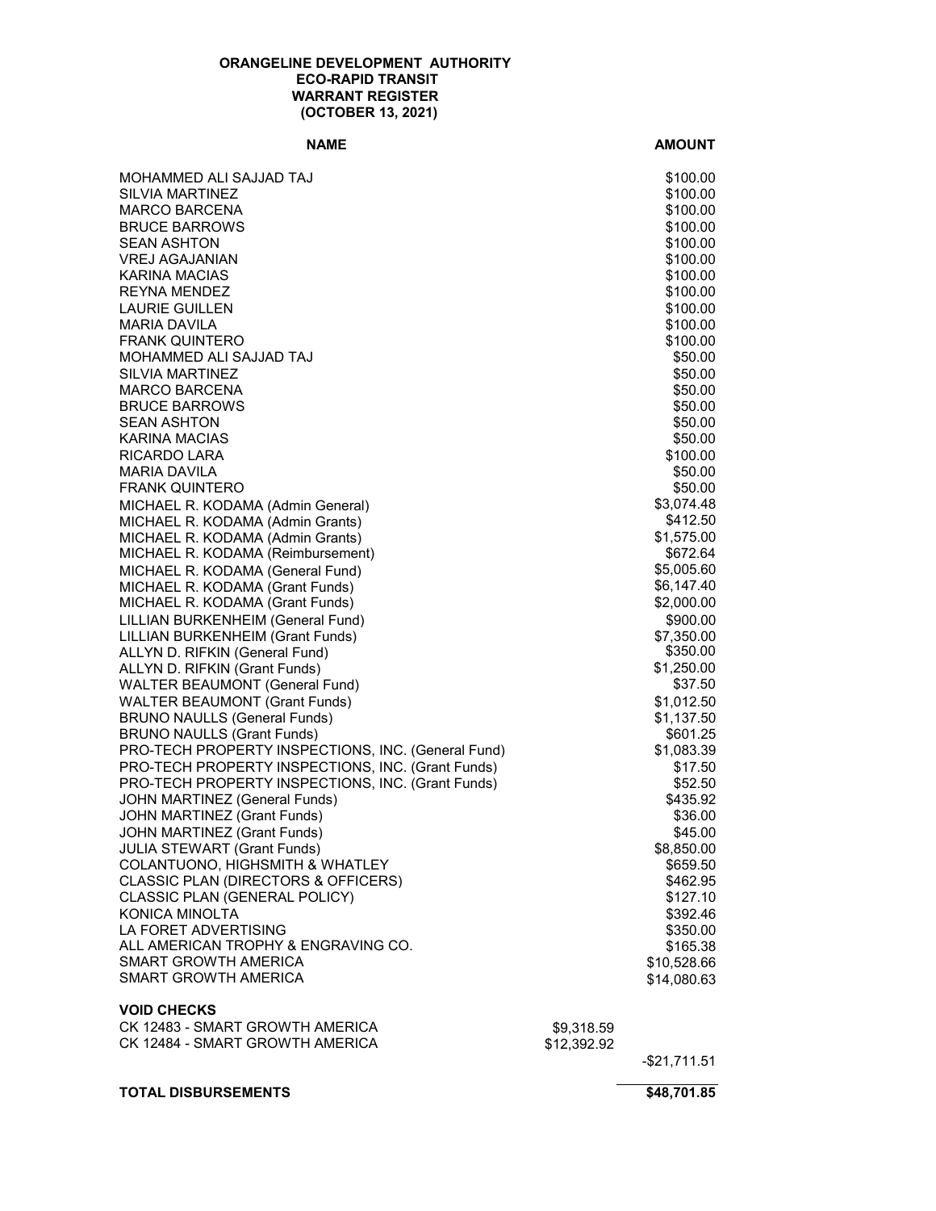**ORANGELINE DEVELOPMENT AUTHORITY**
**ECO-RAPID TRANSIT**
**WARRANT REGISTER**
**(OCTOBER 13, 2021)**

| NAME | | AMOUNT |
|---|---|---|
| MOHAMMED ALI SAJJAD TAJ | | $100.00 |
| SILVIA MARTINEZ | | $100.00 |
| MARCO BARCENA | | $100.00 |
| BRUCE BARROWS | | $100.00 |
| SEAN ASHTON | | $100.00 |
| VREJ AGAJANIAN | | $100.00 |
| KARINA MACIAS | | $100.00 |
| REYNA MENDEZ | | $100.00 |
| LAURIE GUILLEN | | $100.00 |
| MARIA DAVILA | | $100.00 |
| FRANK QUINTERO | | $100.00 |
| MOHAMMED ALI SAJJAD TAJ | | $50.00 |
| SILVIA MARTINEZ | | $50.00 |
| MARCO BARCENA | | $50.00 |
| BRUCE BARROWS | | $50.00 |
| SEAN ASHTON | | $50.00 |
| KARINA MACIAS | | $50.00 |
| RICARDO LARA | | $100.00 |
| MARIA DAVILA | | $50.00 |
| FRANK QUINTERO | | $50.00 |
| MICHAEL R. KODAMA (Admin General) | | $3,074.48 |
| MICHAEL R. KODAMA (Admin Grants) | | $412.50 |
| MICHAEL R. KODAMA (Admin Grants) | | $1,575.00 |
| MICHAEL R. KODAMA (Reimbursement) | | $672.64 |
| MICHAEL R. KODAMA (General Fund) | | $5,005.60 |
| MICHAEL R. KODAMA (Grant Funds) | | $6,147.40 |
| MICHAEL R. KODAMA (Grant Funds) | | $2,000.00 |
| LILLIAN BURKENHEIM (General Fund) | | $900.00 |
| LILLIAN BURKENHEIM (Grant Funds) | | $7,350.00 |
| ALLYN D. RIFKIN (General Fund) | | $350.00 |
| ALLYN D. RIFKIN (Grant Funds) | | $1,250.00 |
| WALTER BEAUMONT (General Fund) | | $37.50 |
| WALTER BEAUMONT (Grant Funds) | | $1,012.50 |
| BRUNO NAULLS (General Funds) | | $1,137.50 |
| BRUNO NAULLS (Grant Funds) | | $601.25 |
| PRO-TECH PROPERTY INSPECTIONS, INC. (General Fund) | | $1,083.39 |
| PRO-TECH PROPERTY INSPECTIONS, INC. (Grant Funds) | | $17.50 |
| PRO-TECH PROPERTY INSPECTIONS, INC. (Grant Funds) | | $52.50 |
| JOHN MARTINEZ (General Funds) | | $435.92 |
| JOHN MARTINEZ (Grant Funds) | | $36.00 |
| JOHN MARTINEZ (Grant Funds) | | $45.00 |
| JULIA STEWART (Grant Funds) | | $8,850.00 |
| COLANTUONO, HIGHSMITH & WHATLEY | | $659.50 |
| CLASSIC PLAN (DIRECTORS & OFFICERS) | | $462.95 |
| CLASSIC PLAN (GENERAL POLICY) | | $127.10 |
| KONICA MINOLTA | | $392.46 |
| LA FORET ADVERTISING | | $350.00 |
| ALL AMERICAN TROPHY & ENGRAVING CO. | | $165.38 |
| SMART GROWTH AMERICA | | $10,528.66 |
| SMART GROWTH AMERICA | | $14,080.63 |
| **VOID CHECKS** | | |
| CK 12483 - SMART GROWTH AMERICA | $9,318.59 | |
| CK 12484 - SMART GROWTH AMERICA | $12,392.92 | |
| | | -$21,711.51 |
| **TOTAL DISBURSEMENTS** | | **$48,701.85** |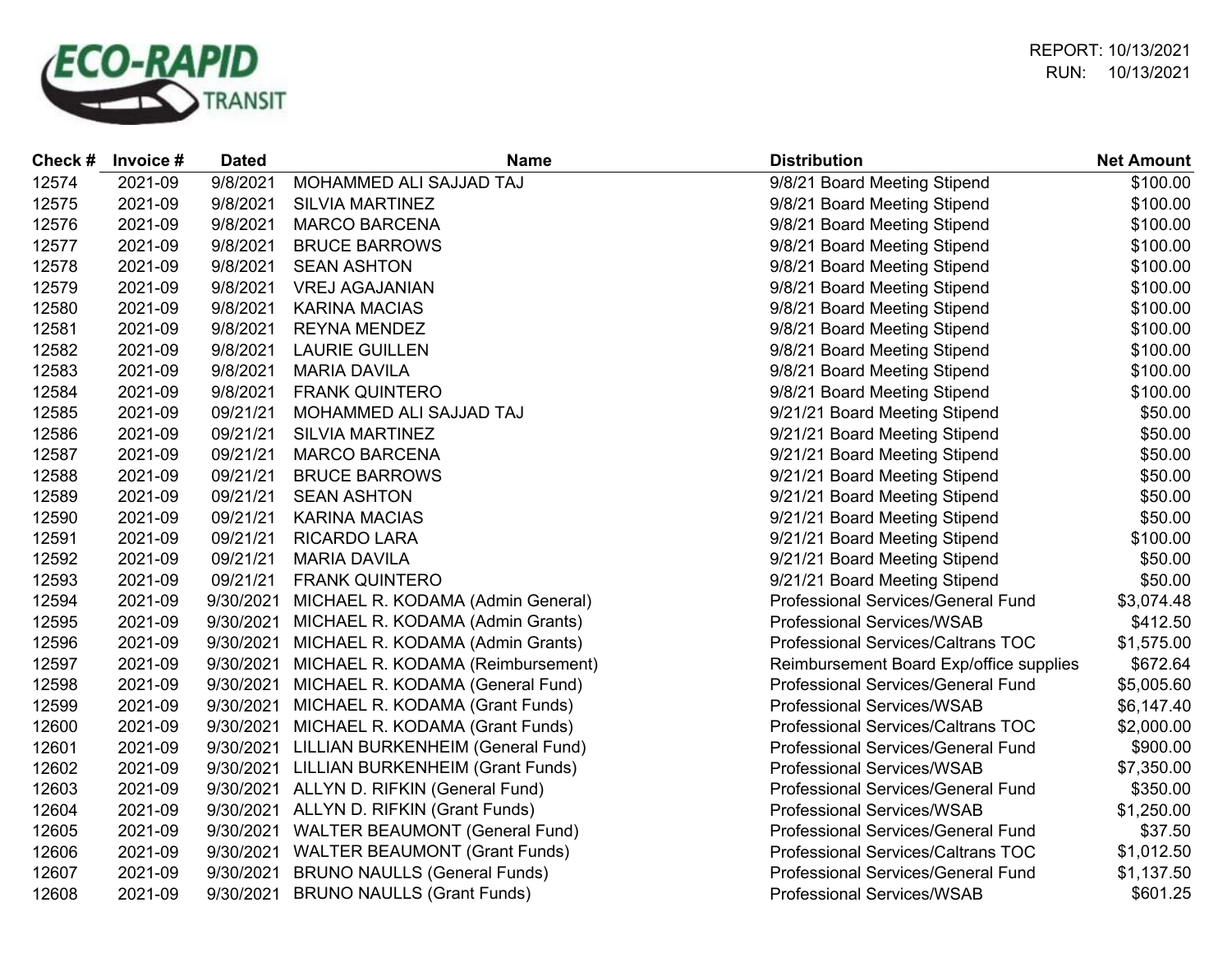ECO-RAPID TRANSIT

REPORT: 10/13/2021
RUN: 10/13/2021

| Check # | Invoice # | Dated | Name | Distribution | Net Amount |
|---|---|---|---|---|---|
| 12574 | 2021-09 | 9/8/2021 | MOHAMMED ALI SAJJAD TAJ | 9/8/21 Board Meeting Stipend | $100.00 |
| 12575 | 2021-09 | 9/8/2021 | SILVIA MARTINEZ | 9/8/21 Board Meeting Stipend | $100.00 |
| 12576 | 2021-09 | 9/8/2021 | MARCO BARCENA | 9/8/21 Board Meeting Stipend | $100.00 |
| 12577 | 2021-09 | 9/8/2021 | BRUCE BARROWS | 9/8/21 Board Meeting Stipend | $100.00 |
| 12578 | 2021-09 | 9/8/2021 | SEAN ASHTON | 9/8/21 Board Meeting Stipend | $100.00 |
| 12579 | 2021-09 | 9/8/2021 | VREJ AGAJANIAN | 9/8/21 Board Meeting Stipend | $100.00 |
| 12580 | 2021-09 | 9/8/2021 | KARINA MACIAS | 9/8/21 Board Meeting Stipend | $100.00 |
| 12581 | 2021-09 | 9/8/2021 | REYNA MENDEZ | 9/8/21 Board Meeting Stipend | $100.00 |
| 12582 | 2021-09 | 9/8/2021 | LAURIE GUILLEN | 9/8/21 Board Meeting Stipend | $100.00 |
| 12583 | 2021-09 | 9/8/2021 | MARIA DAVILA | 9/8/21 Board Meeting Stipend | $100.00 |
| 12584 | 2021-09 | 9/8/2021 | FRANK QUINTERO | 9/8/21 Board Meeting Stipend | $100.00 |
| 12585 | 2021-09 | 09/21/21 | MOHAMMED ALI SAJJAD TAJ | 9/21/21 Board Meeting Stipend | $50.00 |
| 12586 | 2021-09 | 09/21/21 | SILVIA MARTINEZ | 9/21/21 Board Meeting Stipend | $50.00 |
| 12587 | 2021-09 | 09/21/21 | MARCO BARCENA | 9/21/21 Board Meeting Stipend | $50.00 |
| 12588 | 2021-09 | 09/21/21 | BRUCE BARROWS | 9/21/21 Board Meeting Stipend | $50.00 |
| 12589 | 2021-09 | 09/21/21 | SEAN ASHTON | 9/21/21 Board Meeting Stipend | $50.00 |
| 12590 | 2021-09 | 09/21/21 | KARINA MACIAS | 9/21/21 Board Meeting Stipend | $50.00 |
| 12591 | 2021-09 | 09/21/21 | RICARDO LARA | 9/21/21 Board Meeting Stipend | $100.00 |
| 12592 | 2021-09 | 09/21/21 | MARIA DAVILA | 9/21/21 Board Meeting Stipend | $50.00 |
| 12593 | 2021-09 | 09/21/21 | FRANK QUINTERO | 9/21/21 Board Meeting Stipend | $50.00 |
| 12594 | 2021-09 | 9/30/2021 | MICHAEL R. KODAMA (Admin General) | Professional Services/General Fund | $3,074.48 |
| 12595 | 2021-09 | 9/30/2021 | MICHAEL R. KODAMA (Admin Grants) | Professional Services/WSAB | $412.50 |
| 12596 | 2021-09 | 9/30/2021 | MICHAEL R. KODAMA (Admin Grants) | Professional Services/Caltrans TOC | $1,575.00 |
| 12597 | 2021-09 | 9/30/2021 | MICHAEL R. KODAMA (Reimbursement) | Reimbursement Board Exp/office supplies | $672.64 |
| 12598 | 2021-09 | 9/30/2021 | MICHAEL R. KODAMA (General Fund) | Professional Services/General Fund | $5,005.60 |
| 12599 | 2021-09 | 9/30/2021 | MICHAEL R. KODAMA (Grant Funds) | Professional Services/WSAB | $6,147.40 |
| 12600 | 2021-09 | 9/30/2021 | MICHAEL R. KODAMA (Grant Funds) | Professional Services/Caltrans TOC | $2,000.00 |
| 12601 | 2021-09 | 9/30/2021 | LILLIAN BURKENHEIM (General Fund) | Professional Services/General Fund | $900.00 |
| 12602 | 2021-09 | 9/30/2021 | LILLIAN BURKENHEIM (Grant Funds) | Professional Services/WSAB | $7,350.00 |
| 12603 | 2021-09 | 9/30/2021 | ALLYN D. RIFKIN (General Fund) | Professional Services/General Fund | $350.00 |
| 12604 | 2021-09 | 9/30/2021 | ALLYN D. RIFKIN (Grant Funds) | Professional Services/WSAB | $1,250.00 |
| 12605 | 2021-09 | 9/30/2021 | WALTER BEAUMONT (General Fund) | Professional Services/General Fund | $37.50 |
| 12606 | 2021-09 | 9/30/2021 | WALTER BEAUMONT (Grant Funds) | Professional Services/Caltrans TOC | $1,012.50 |
| 12607 | 2021-09 | 9/30/2021 | BRUNO NAULLS (General Funds) | Professional Services/General Fund | $1,137.50 |
| 12608 | 2021-09 | 9/30/2021 | BRUNO NAULLS (Grant Funds) | Professional Services/WSAB | $601.25 |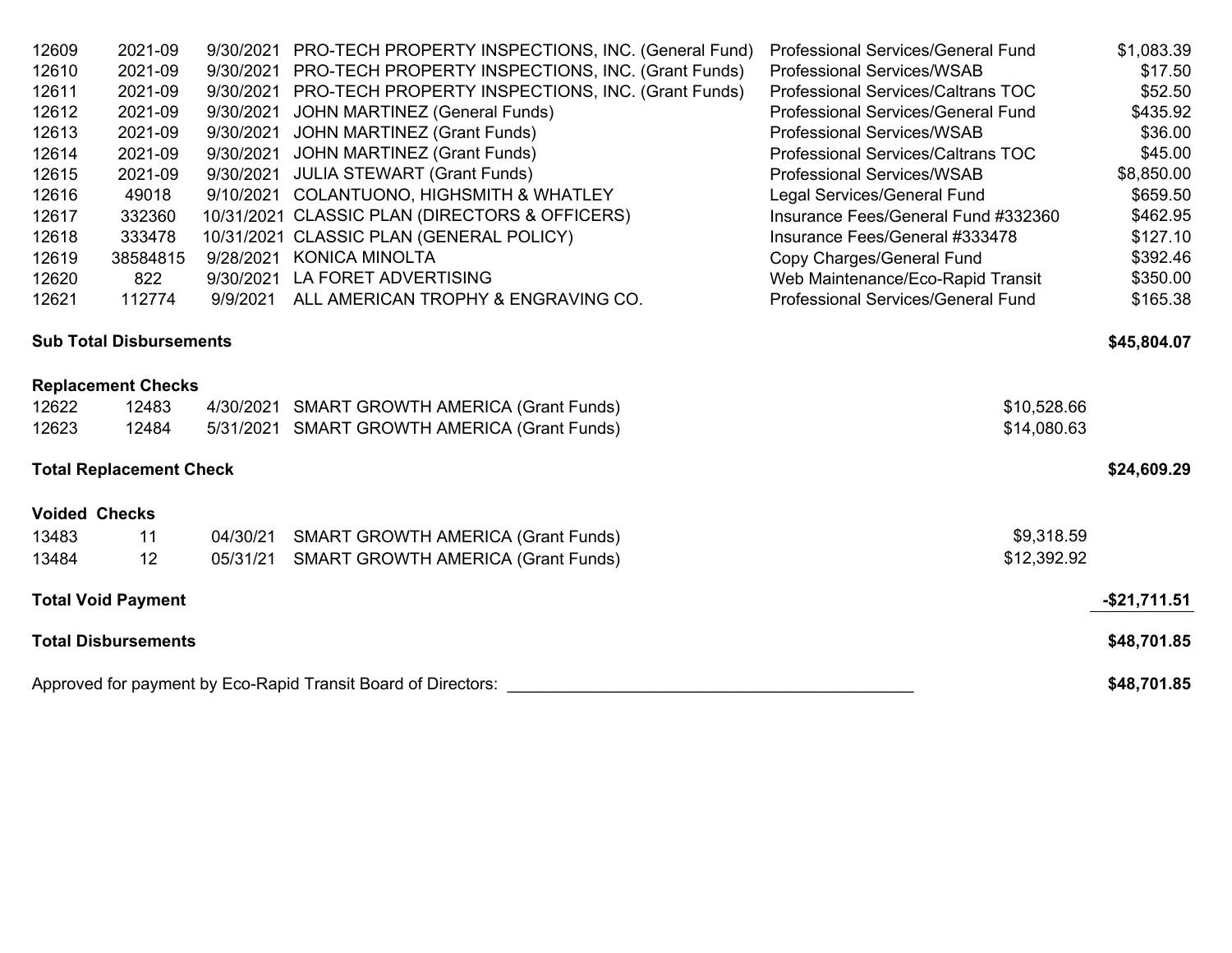| | | | | | | |
|---|---|---|---|---|---|---|
| 12609 | 2021-09 | 9/30/2021 | PRO-TECH PROPERTY INSPECTIONS, INC. (General Fund) | Professional Services/General Fund | | $1,083.39 |
| 12610 | 2021-09 | 9/30/2021 | PRO-TECH PROPERTY INSPECTIONS, INC. (Grant Funds) | Professional Services/WSAB | | $17.50 |
| 12611 | 2021-09 | 9/30/2021 | PRO-TECH PROPERTY INSPECTIONS, INC. (Grant Funds) | Professional Services/Caltrans TOC | | $52.50 |
| 12612 | 2021-09 | 9/30/2021 | JOHN MARTINEZ (General Funds) | Professional Services/General Fund | | $435.92 |
| 12613 | 2021-09 | 9/30/2021 | JOHN MARTINEZ (Grant Funds) | Professional Services/WSAB | | $36.00 |
| 12614 | 2021-09 | 9/30/2021 | JOHN MARTINEZ (Grant Funds) | Professional Services/Caltrans TOC | | $45.00 |
| 12615 | 2021-09 | 9/30/2021 | JULIA STEWART (Grant Funds) | Professional Services/WSAB | | $8,850.00 |
| 12616 | 49018 | 9/10/2021 | COLANTUONO, HIGHSMITH & WHATLEY | Legal Services/General Fund | | $659.50 |
| 12617 | 332360 | 10/31/2021 | CLASSIC PLAN (DIRECTORS & OFFICERS) | Insurance Fees/General Fund #332360 | | $462.95 |
| 12618 | 333478 | 10/31/2021 | CLASSIC PLAN (GENERAL POLICY) | Insurance Fees/General #333478 | | $127.10 |
| 12619 | 38584815 | 9/28/2021 | KONICA MINOLTA | Copy Charges/General Fund | | $392.46 |
| 12620 | 822 | 9/30/2021 | LA FORET ADVERTISING | Web Maintenance/Eco-Rapid Transit | | $350.00 |
| 12621 | 112774 | 9/9/2021 | ALL AMERICAN TROPHY & ENGRAVING CO. | Professional Services/General Fund | | $165.38 |
| **Sub Total Disbursements** | | | | | | **$45,804.07** |
| **Replacement Checks** | | | | | | |
| 12622 | 12483 | 4/30/2021 | SMART GROWTH AMERICA (Grant Funds) | | $10,528.66 | |
| 12623 | 12484 | 5/31/2021 | SMART GROWTH AMERICA (Grant Funds) | | $14,080.63 | |
| **Total Replacement Check** | | | | | | **$24,609.29** |
| **Voided Checks** | | | | | | |
| 13483 | 11 | 04/30/21 | SMART GROWTH AMERICA (Grant Funds) | | $9,318.59 | |
| 13484 | 12 | 05/31/21 | SMART GROWTH AMERICA (Grant Funds) | | $12,392.92 | |
| **Total Void Payment** | | | | | | **-$21,711.51** |
| **Total Disbursements** | | | | | | **$48,701.85** |

Approved for payment by Eco-Rapid Transit Board of Directors: ____________________________________________ **$48,701.85**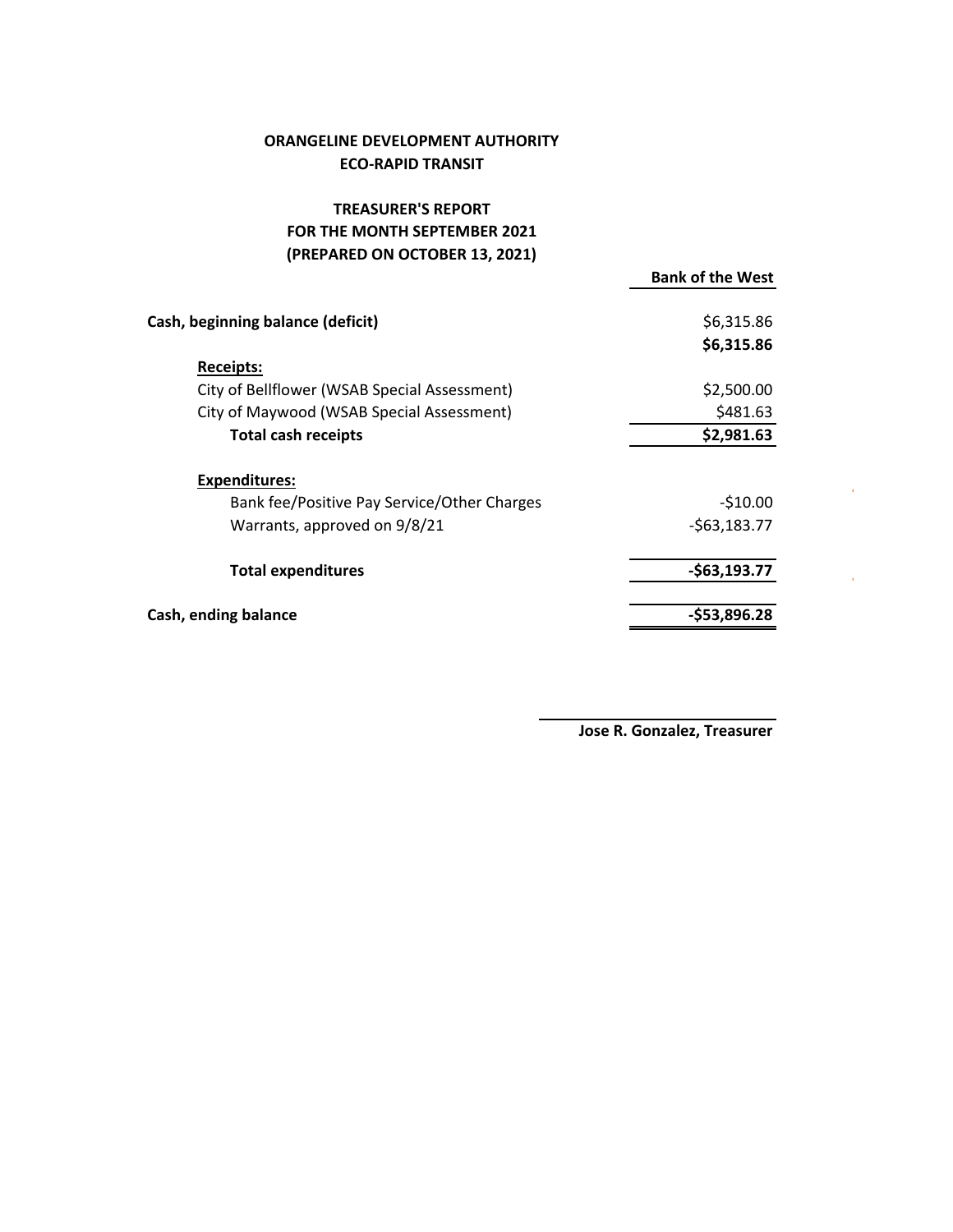**ORANGELINE DEVELOPMENT AUTHORITY**
**ECO-RAPID TRANSIT**

**TREASURER'S REPORT**
**FOR THE MONTH SEPTEMBER 2021**
**(PREPARED ON OCTOBER 13, 2021)**

| | **Bank of the West** |
|---|---|
| **Cash, beginning balance (deficit)** | $6,315.86 |
| | **$6,315.86** |
| **Receipts:** | |
| City of Bellflower (WSAB Special Assessment) | $2,500.00 |
| City of Maywood (WSAB Special Assessment) | $481.63 |
| **Total cash receipts** | **$2,981.63** |
| **Expenditures:** | |
| Bank fee/Positive Pay Service/Other Charges | -$10.00 |
| Warrants, approved on 9/8/21 | -$63,183.77 |
| **Total expenditures** | **-$63,193.77** |
| **Cash, ending balance** | **-$53,896.28** |

**Jose R. Gonzalez, Treasurer**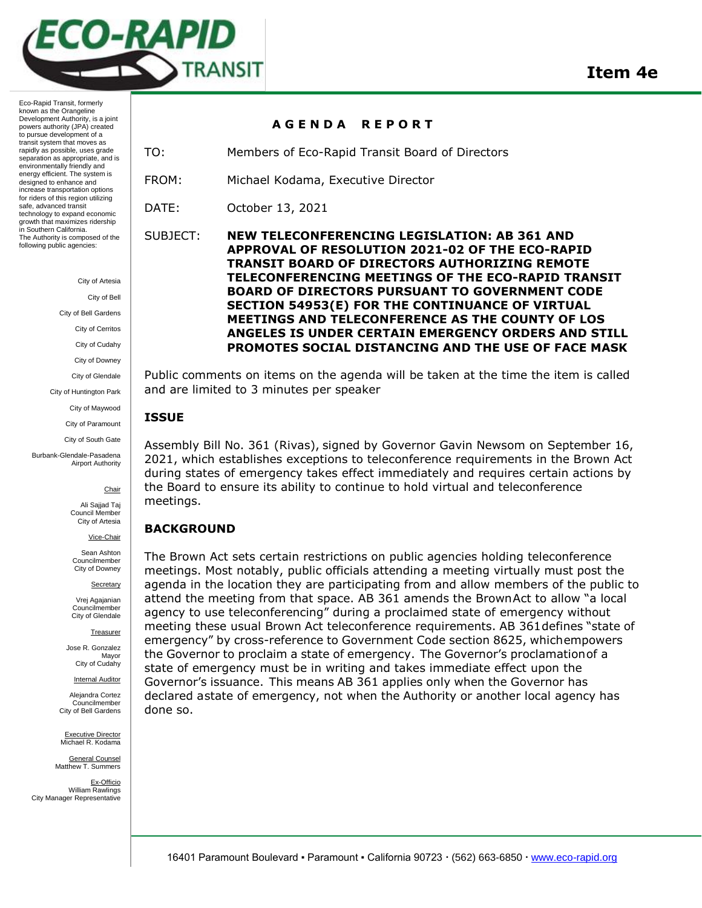# ECO-RAPID TRANSIT

**Item 4e**

Eco-Rapid Transit, formerly known as the Orangeline Development Authority, is a joint powers authority (JPA) created to pursue development of a transit system that moves as rapidly as possible, uses grade separation as appropriate, and is environmentally friendly and energy efficient. The system is designed to enhance and increase transportation options for riders of this region utilizing safe, advanced transit technology to expand economic growth that maximizes ridership in Southern California. The Authority is composed of the following public agencies:

City of Artesia
City of Bell
City of Bell Gardens
City of Cerritos
City of Cudahy
City of Downey
City of Glendale
City of Huntington Park
City of Maywood
City of Paramount
City of South Gate
Burbank-Glendale-Pasadena Airport Authority

Chair
Ali Sajjad Taj
Council Member
City of Artesia

Vice-Chair
Sean Ashton
Councilmember
City of Downey

Secretary
Vrej Agajanian
Councilmember
City of Glendale

Treasurer
Jose R. Gonzalez
Mayor
City of Cudahy

Internal Auditor
Alejandra Cortez
Councilmember
City of Bell Gardens

Executive Director
Michael R. Kodama

General Counsel
Matthew T. Summers

Ex-Officio
William Rawlings
City Manager Representative

## AGENDA REPORT

TO: Members of Eco-Rapid Transit Board of Directors

FROM: Michael Kodama, Executive Director

DATE: October 13, 2021

SUBJECT: **NEW TELECONFERENCING LEGISLATION: AB 361 AND APPROVAL OF RESOLUTION 2021-02 OF THE ECO-RAPID TRANSIT BOARD OF DIRECTORS AUTHORIZING REMOTE TELECONFERENCING MEETINGS OF THE ECO-RAPID TRANSIT BOARD OF DIRECTORS PURSUANT TO GOVERNMENT CODE SECTION 54953(E) FOR THE CONTINUANCE OF VIRTUAL MEETINGS AND TELECONFERENCE AS THE COUNTY OF LOS ANGELES IS UNDER CERTAIN EMERGENCY ORDERS AND STILL PROMOTES SOCIAL DISTANCING AND THE USE OF FACE MASK**

Public comments on items on the agenda will be taken at the time the item is called and are limited to 3 minutes per speaker

### ISSUE

Assembly Bill No. 361 (Rivas), signed by Governor Gavin Newsom on September 16, 2021, which establishes exceptions to teleconference requirements in the Brown Act during states of emergency takes effect immediately and requires certain actions by the Board to ensure its ability to continue to hold virtual and teleconference meetings.

### BACKGROUND

The Brown Act sets certain restrictions on public agencies holding teleconference meetings. Most notably, public officials attending a meeting virtually must post the agenda in the location they are participating from and allow members of the public to attend the meeting from that space. AB 361 amends the Brown Act to allow "a local agency to use teleconferencing" during a proclaimed state of emergency without meeting these usual Brown Act teleconference requirements. AB 361 defines "state of emergency" by cross-reference to Government Code section 8625, which empowers the Governor to proclaim a state of emergency. The Governor's proclamation of a state of emergency must be in writing and takes immediate effect upon the Governor's issuance. This means AB 361 applies only when the Governor has declared a state of emergency, not when the Authority or another local agency has done so.

16401 Paramount Boulevard ▪ Paramount ▪ California 90723 · (562) 663-6850 · www.eco-rapid.org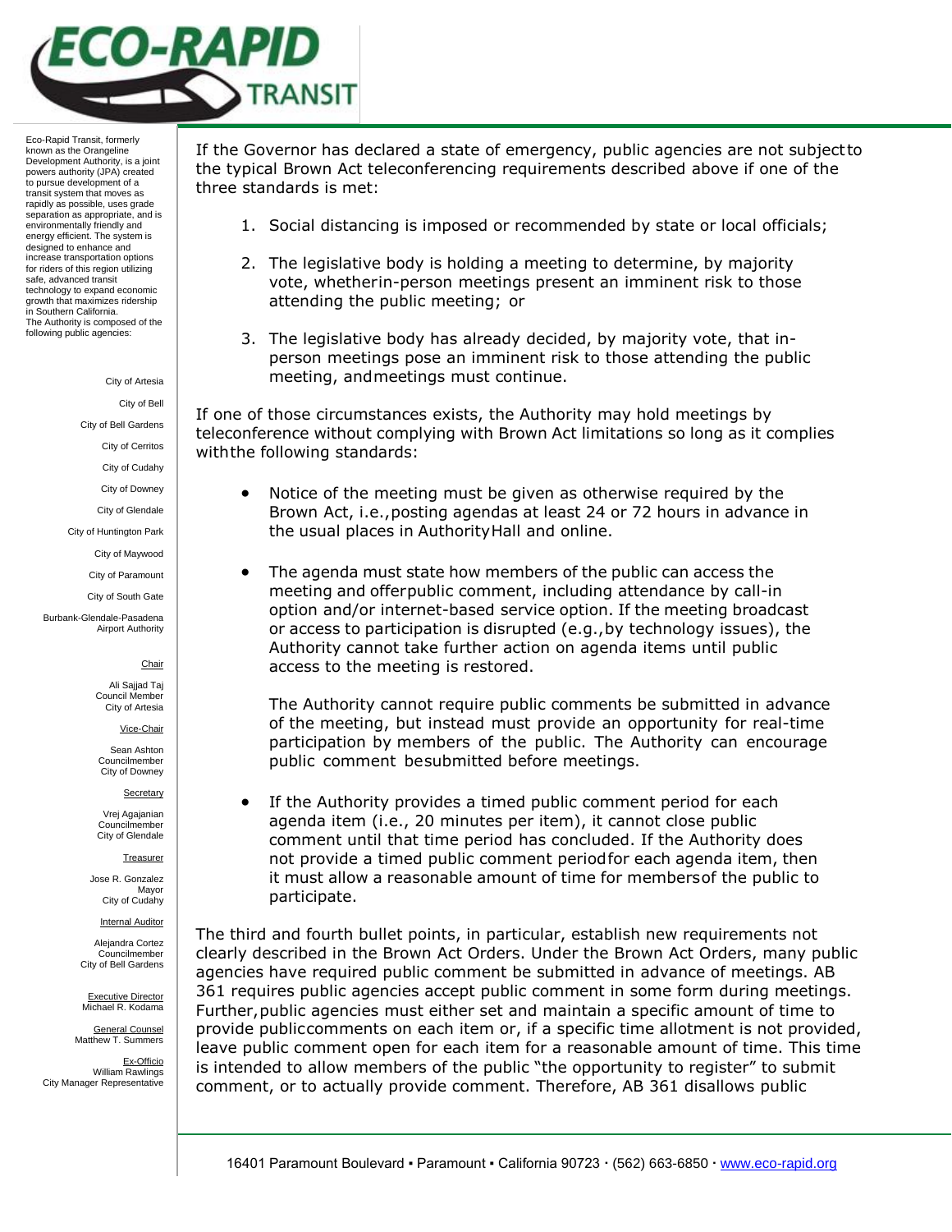If the Governor has declared a state of emergency, public agencies are not subject to the typical Brown Act teleconferencing requirements described above if one of the three standards is met:

1. Social distancing is imposed or recommended by state or local officials;
2. The legislative body is holding a meeting to determine, by majority vote, whether in-person meetings present an imminent risk to those attending the public meeting; or
3. The legislative body has already decided, by majority vote, that in-person meetings pose an imminent risk to those attending the public meeting, and meetings must continue.

If one of those circumstances exists, the Authority may hold meetings by teleconference without complying with Brown Act limitations so long as it complies with the following standards:

- Notice of the meeting must be given as otherwise required by the Brown Act, i.e., posting agendas at least 24 or 72 hours in advance in the usual places in Authority Hall and online.
- The agenda must state how members of the public can access the meeting and offer public comment, including attendance by call-in option and/or internet-based service option. If the meeting broadcast or access to participation is disrupted (e.g., by technology issues), the Authority cannot take further action on agenda items until public access to the meeting is restored.

  The Authority cannot require public comments be submitted in advance of the meeting, but instead must provide an opportunity for real-time participation by members of the public. The Authority can encourage public comment be submitted before meetings.
- If the Authority provides a timed public comment period for each agenda item (i.e., 20 minutes per item), it cannot close public comment until that time period has concluded. If the Authority does not provide a timed public comment period for each agenda item, then it must allow a reasonable amount of time for members of the public to participate.

The third and fourth bullet points, in particular, establish new requirements not clearly described in the Brown Act Orders. Under the Brown Act Orders, many public agencies have required public comment be submitted in advance of meetings. AB 361 requires public agencies accept public comment in some form during meetings. Further, public agencies must either set and maintain a specific amount of time to provide public comments on each item or, if a specific time allotment is not provided, leave public comment open for each item for a reasonable amount of time. This time is intended to allow members of the public "the opportunity to register" to submit comment, or to actually provide comment. Therefore, AB 361 disallows public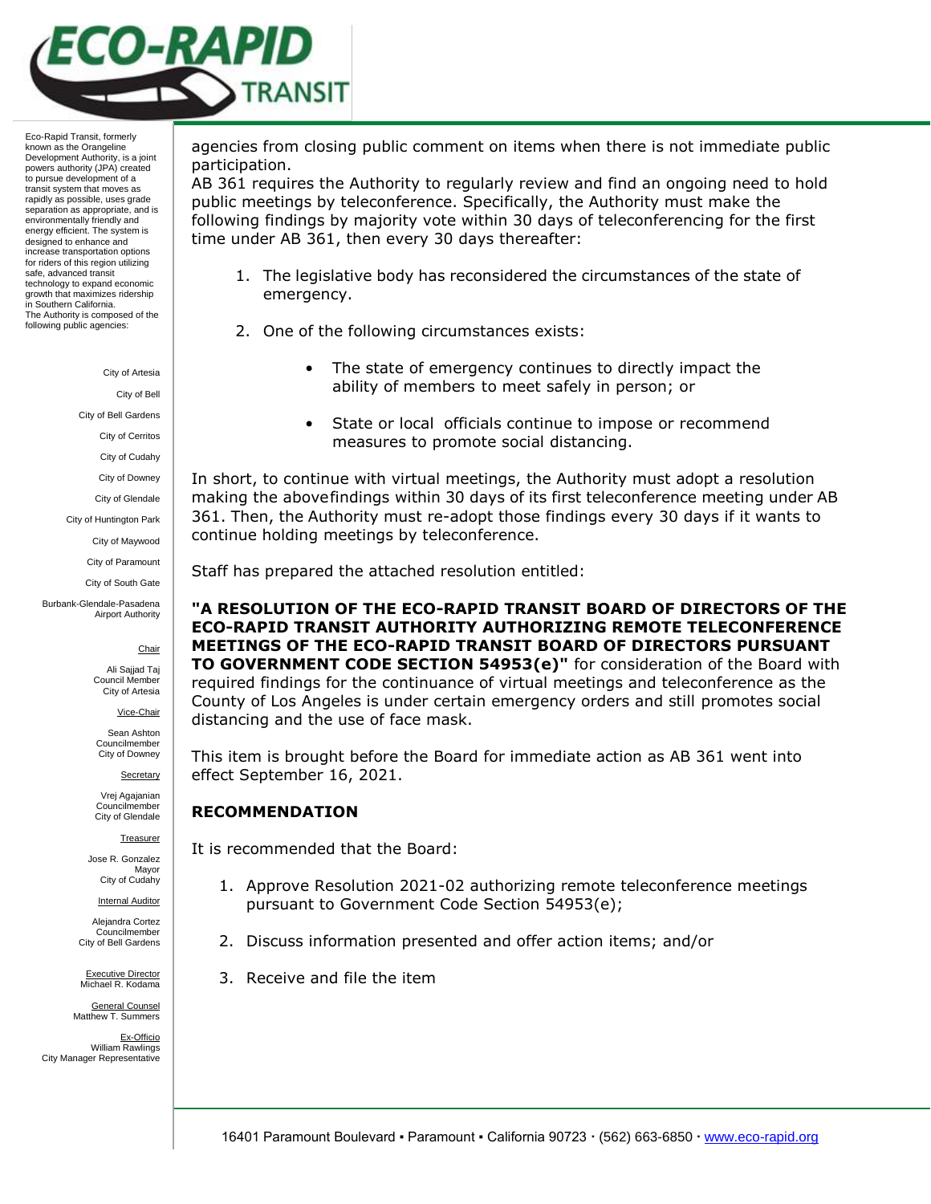Eco-Rapid Transit, formerly known as the Orangeline Development Authority, is a joint powers authority (JPA) created to pursue development of a transit system that moves as rapidly as possible, uses grade separation as appropriate, and is environmentally friendly and energy efficient. The system is designed to enhance and increase transportation options for riders of this region utilizing safe, advanced transit technology to expand economic growth that maximizes ridership in Southern California.
The Authority is composed of the following public agencies:

City of Artesia
City of Bell
City of Bell Gardens
City of Cerritos
City of Cudahy
City of Downey
City of Glendale
City of Huntington Park
City of Maywood
City of Paramount
City of South Gate
Burbank-Glendale-Pasadena Airport Authority

Chair
Ali Sajjad Taj
Council Member
City of Artesia

Vice-Chair
Sean Ashton
Councilmember
City of Downey

Secretary
Vrej Agajanian
Councilmember
City of Glendale

Treasurer
Jose R. Gonzalez
Mayor
City of Cudahy

Internal Auditor
Alejandra Cortez
Councilmember
City of Bell Gardens

Executive Director
Michael R. Kodama

General Counsel
Matthew T. Summers

Ex-Officio
William Rawlings
City Manager Representative

agencies from closing public comment on items when there is not immediate public participation.
AB 361 requires the Authority to regularly review and find an ongoing need to hold public meetings by teleconference. Specifically, the Authority must make the following findings by majority vote within 30 days of teleconferencing for the first time under AB 361, then every 30 days thereafter:

1. The legislative body has reconsidered the circumstances of the state of emergency.

2. One of the following circumstances exists:

    - The state of emergency continues to directly impact the ability of members to meet safely in person; or

    - State or local officials continue to impose or recommend measures to promote social distancing.

In short, to continue with virtual meetings, the Authority must adopt a resolution making the abovefindings within 30 days of its first teleconference meeting under AB 361. Then, the Authority must re-adopt those findings every 30 days if it wants to continue holding meetings by teleconference.

Staff has prepared the attached resolution entitled:

**"A RESOLUTION OF THE ECO-RAPID TRANSIT BOARD OF DIRECTORS OF THE ECO-RAPID TRANSIT AUTHORITY AUTHORIZING REMOTE TELECONFERENCE MEETINGS OF THE ECO-RAPID TRANSIT BOARD OF DIRECTORS PURSUANT TO GOVERNMENT CODE SECTION 54953(e)"** for consideration of the Board with required findings for the continuance of virtual meetings and teleconference as the County of Los Angeles is under certain emergency orders and still promotes social distancing and the use of face mask.

This item is brought before the Board for immediate action as AB 361 went into effect September 16, 2021.

## RECOMMENDATION

It is recommended that the Board:

1. Approve Resolution 2021-02 authorizing remote teleconference meetings pursuant to Government Code Section 54953(e);

2. Discuss information presented and offer action items; and/or

3. Receive and file the item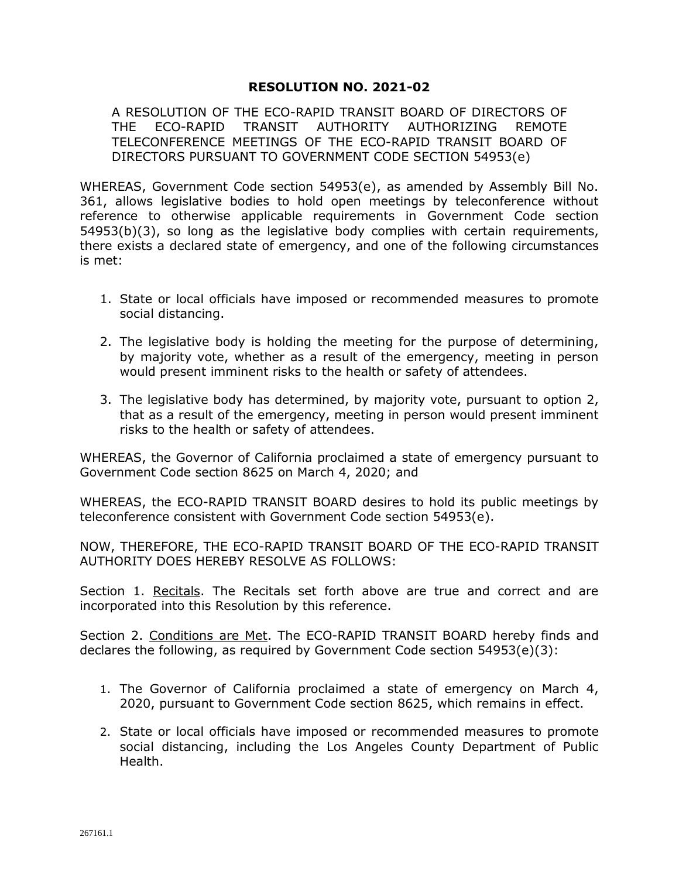# RESOLUTION NO. 2021-02

A RESOLUTION OF THE ECO-RAPID TRANSIT BOARD OF DIRECTORS OF THE ECO-RAPID TRANSIT AUTHORITY AUTHORIZING REMOTE TELECONFERENCE MEETINGS OF THE ECO-RAPID TRANSIT BOARD OF DIRECTORS PURSUANT TO GOVERNMENT CODE SECTION 54953(e)

WHEREAS, Government Code section 54953(e), as amended by Assembly Bill No. 361, allows legislative bodies to hold open meetings by teleconference without reference to otherwise applicable requirements in Government Code section 54953(b)(3), so long as the legislative body complies with certain requirements, there exists a declared state of emergency, and one of the following circumstances is met:

1. State or local officials have imposed or recommended measures to promote social distancing.
2. The legislative body is holding the meeting for the purpose of determining, by majority vote, whether as a result of the emergency, meeting in person would present imminent risks to the health or safety of attendees.
3. The legislative body has determined, by majority vote, pursuant to option 2, that as a result of the emergency, meeting in person would present imminent risks to the health or safety of attendees.

WHEREAS, the Governor of California proclaimed a state of emergency pursuant to Government Code section 8625 on March 4, 2020; and

WHEREAS, the ECO-RAPID TRANSIT BOARD desires to hold its public meetings by teleconference consistent with Government Code section 54953(e).

NOW, THEREFORE, THE ECO-RAPID TRANSIT BOARD OF THE ECO-RAPID TRANSIT AUTHORITY DOES HEREBY RESOLVE AS FOLLOWS:

Section 1. Recitals. The Recitals set forth above are true and correct and are incorporated into this Resolution by this reference.

Section 2. Conditions are Met. The ECO-RAPID TRANSIT BOARD hereby finds and declares the following, as required by Government Code section 54953(e)(3):

1. The Governor of California proclaimed a state of emergency on March 4, 2020, pursuant to Government Code section 8625, which remains in effect.
2. State or local officials have imposed or recommended measures to promote social distancing, including the Los Angeles County Department of Public Health.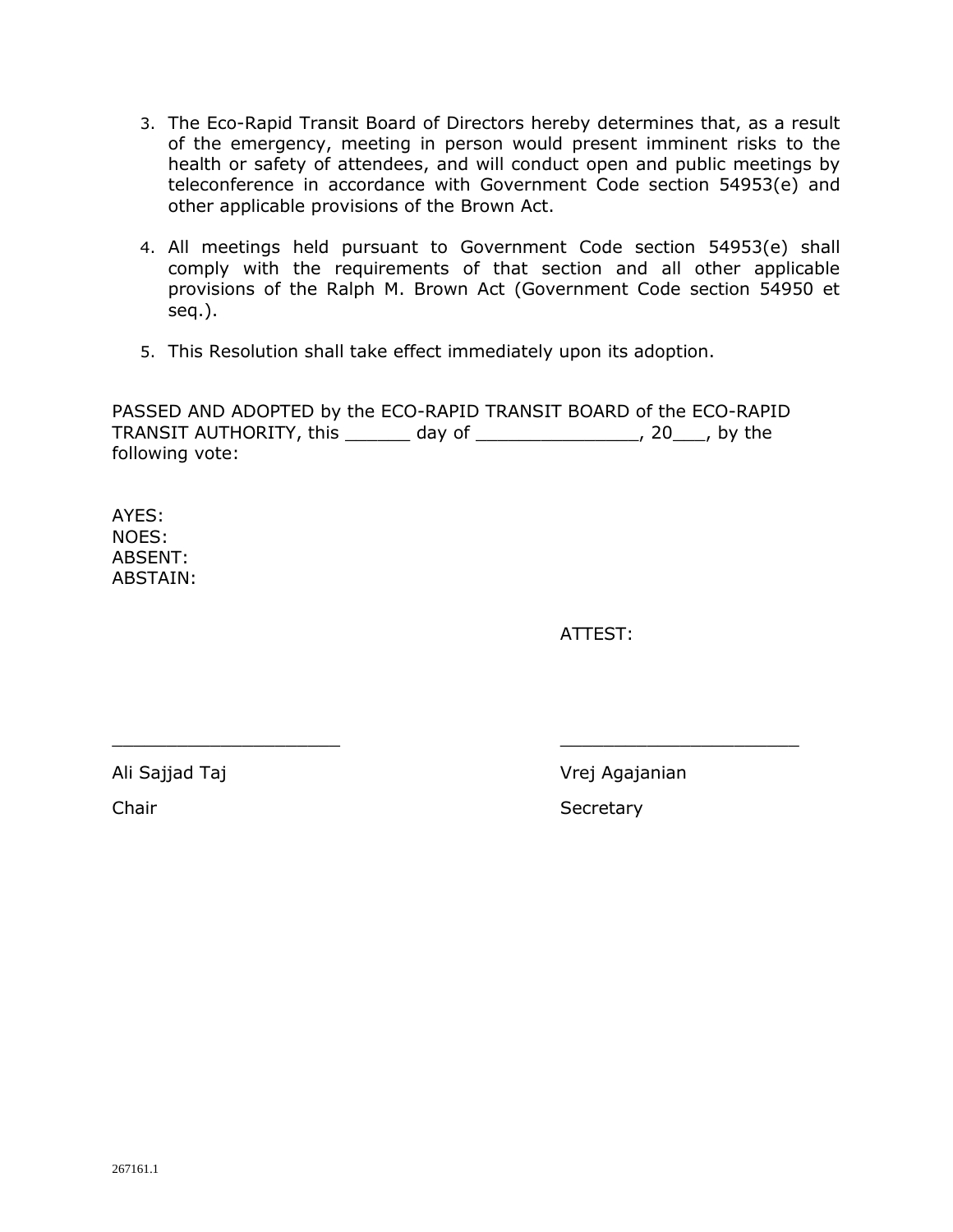3. The Eco-Rapid Transit Board of Directors hereby determines that, as a result of the emergency, meeting in person would present imminent risks to the health or safety of attendees, and will conduct open and public meetings by teleconference in accordance with Government Code section 54953(e) and other applicable provisions of the Brown Act.

4. All meetings held pursuant to Government Code section 54953(e) shall comply with the requirements of that section and all other applicable provisions of the Ralph M. Brown Act (Government Code section 54950 et seq.).

5. This Resolution shall take effect immediately upon its adoption.

PASSED AND ADOPTED by the ECO-RAPID TRANSIT BOARD of the ECO-RAPID TRANSIT AUTHORITY, this ______ day of _______________, 20___, by the following vote:

AYES:
NOES:
ABSENT:
ABSTAIN:

ATTEST:

_____________________ ______________________

Ali Sajjad Taj Vrej Agajanian

Chair Secretary

267161.1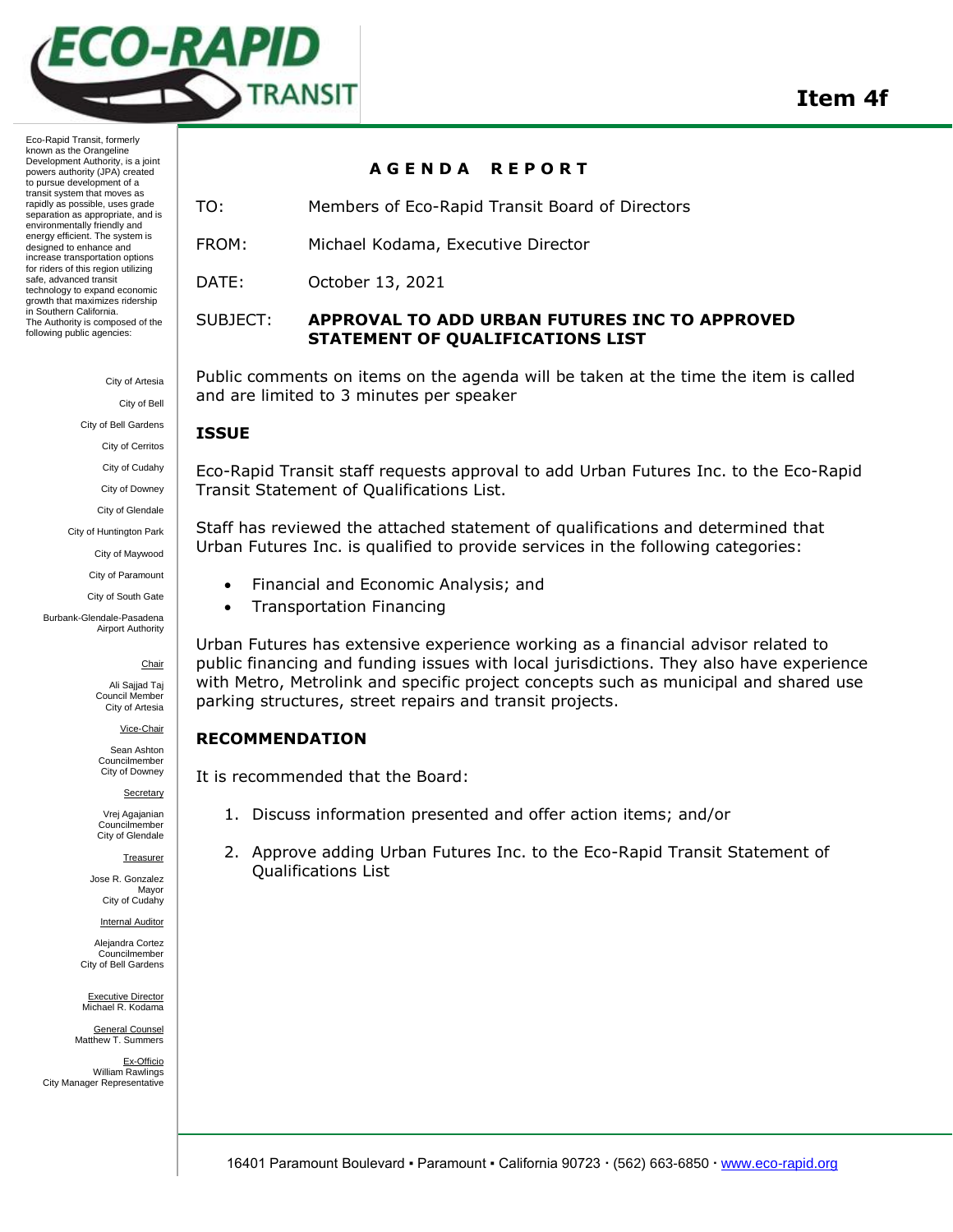# Item 4f

Eco-Rapid Transit, formerly known as the Orangeline Development Authority, is a joint powers authority (JPA) created to pursue development of a transit system that moves as rapidly as possible, uses grade separation as appropriate, and is environmentally friendly and energy efficient. The system is designed to enhance and increase transportation options for riders of this region utilizing safe, advanced transit technology to expand economic growth that maximizes ridership in Southern California.
The Authority is composed of the following public agencies:

City of Artesia
City of Bell
City of Bell Gardens
City of Cerritos
City of Cudahy
City of Downey
City of Glendale
City of Huntington Park
City of Maywood
City of Paramount
City of South Gate
Burbank-Glendale-Pasadena Airport Authority

Chair
Ali Sajjad Taj
Council Member
City of Artesia

Vice-Chair
Sean Ashton
Councilmember
City of Downey

Secretary
Vrej Agajanian
Councilmember
City of Glendale

Treasurer
Jose R. Gonzalez
Mayor
City of Cudahy

Internal Auditor
Alejandra Cortez
Councilmember
City of Bell Gardens

Executive Director
Michael R. Kodama

General Counsel
Matthew T. Summers

Ex-Officio
William Rawlings
City Manager Representative

## AGENDA REPORT

TO: Members of Eco-Rapid Transit Board of Directors

FROM: Michael Kodama, Executive Director

DATE: October 13, 2021

SUBJECT: **APPROVAL TO ADD URBAN FUTURES INC TO APPROVED STATEMENT OF QUALIFICATIONS LIST**

Public comments on items on the agenda will be taken at the time the item is called and are limited to 3 minutes per speaker

### ISSUE

Eco-Rapid Transit staff requests approval to add Urban Futures Inc. to the Eco-Rapid Transit Statement of Qualifications List.

Staff has reviewed the attached statement of qualifications and determined that Urban Futures Inc. is qualified to provide services in the following categories:

- Financial and Economic Analysis; and
- Transportation Financing

Urban Futures has extensive experience working as a financial advisor related to public financing and funding issues with local jurisdictions. They also have experience with Metro, Metrolink and specific project concepts such as municipal and shared use parking structures, street repairs and transit projects.

### RECOMMENDATION

It is recommended that the Board:

1. Discuss information presented and offer action items; and/or
2. Approve adding Urban Futures Inc. to the Eco-Rapid Transit Statement of Qualifications List

16401 Paramount Boulevard ▪ Paramount ▪ California 90723 · (562) 663-6850 · www.eco-rapid.org